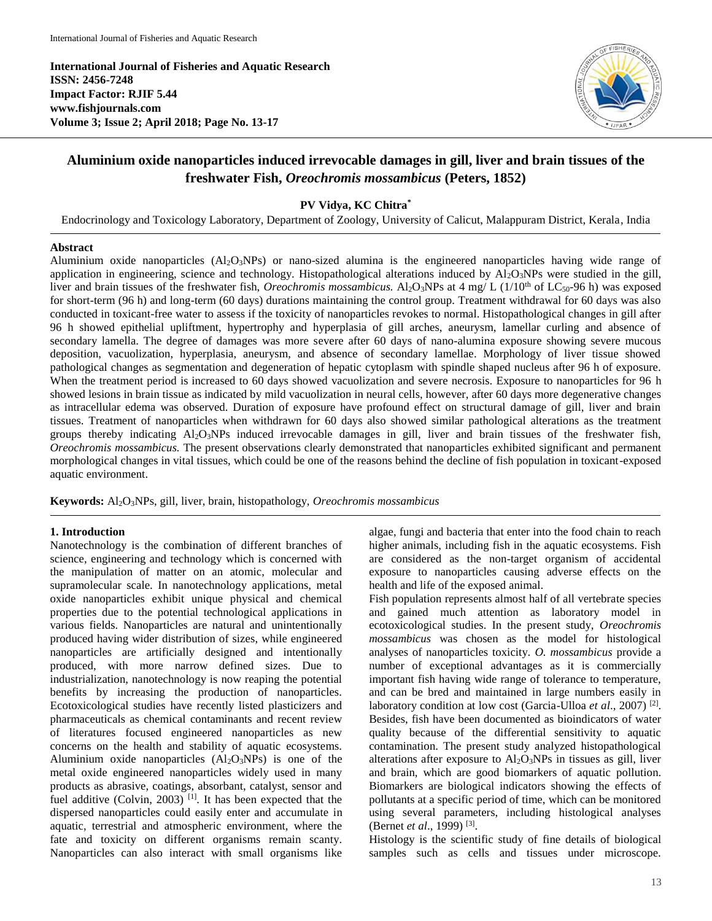**International Journal of Fisheries and Aquatic Research**
**ISSN: 2456-7248**
**Impact Factor: RJIF 5.44**
**www.fishjournals.com**
**Volume 3; Issue 2; April 2018; Page No. 13-17**

# Aluminium oxide nanoparticles induced irrevocable damages in gill, liver and brain tissues of the freshwater Fish, *Oreochromis mossambicus* (Peters, 1852)

**PV Vidya, KC Chitra***

Endocrinology and Toxicology Laboratory, Department of Zoology, University of Calicut, Malappuram District, Kerala, India

## Abstract

Aluminium oxide nanoparticles ($Al_2O_3$NPs) or nano-sized alumina is the engineered nanoparticles having wide range of application in engineering, science and technology. Histopathological alterations induced by $Al_2O_3$NPs were studied in the gill, liver and brain tissues of the freshwater fish, *Oreochromis mossambicus.* $Al_2O_3$NPs at 4 mg/ L (1/10$^{th}$ of $LC_{50}$-96 h) was exposed for short-term (96 h) and long-term (60 days) durations maintaining the control group. Treatment withdrawal for 60 days was also conducted in toxicant-free water to assess if the toxicity of nanoparticles revokes to normal. Histopathological changes in gill after 96 h showed epithelial upliftment, hypertrophy and hyperplasia of gill arches, aneurysm, lamellar curling and absence of secondary lamella. The degree of damages was more severe after 60 days of nano-alumina exposure showing severe mucous deposition, vacuolization, hyperplasia, aneurysm, and absence of secondary lamellae. Morphology of liver tissue showed pathological changes as segmentation and degeneration of hepatic cytoplasm with spindle shaped nucleus after 96 h of exposure. When the treatment period is increased to 60 days showed vacuolization and severe necrosis. Exposure to nanoparticles for 96 h showed lesions in brain tissue as indicated by mild vacuolization in neural cells, however, after 60 days more degenerative changes as intracellular edema was observed. Duration of exposure have profound effect on structural damage of gill, liver and brain tissues. Treatment of nanoparticles when withdrawn for 60 days also showed similar pathological alterations as the treatment groups thereby indicating $Al_2O_3$NPs induced irrevocable damages in gill, liver and brain tissues of the freshwater fish, *Oreochromis mossambicus.* The present observations clearly demonstrated that nanoparticles exhibited significant and permanent morphological changes in vital tissues, which could be one of the reasons behind the decline of fish population in toxicant-exposed aquatic environment.

**Keywords:** $Al_2O_3$NPs, gill, liver, brain, histopathology, *Oreochromis mossambicus*

## 1. Introduction

Nanotechnology is the combination of different branches of science, engineering and technology which is concerned with the manipulation of matter on an atomic, molecular and supramolecular scale. In nanotechnology applications, metal oxide nanoparticles exhibit unique physical and chemical properties due to the potential technological applications in various fields. Nanoparticles are natural and unintentionally produced having wider distribution of sizes, while engineered nanoparticles are artificially designed and intentionally produced, with more narrow defined sizes. Due to industrialization, nanotechnology is now reaping the potential benefits by increasing the production of nanoparticles. Ecotoxicological studies have recently listed plasticizers and pharmaceuticals as chemical contaminants and recent review of literatures focused engineered nanoparticles as new concerns on the health and stability of aquatic ecosystems. Aluminium oxide nanoparticles ($Al_2O_3$NPs) is one of the metal oxide engineered nanoparticles widely used in many products as abrasive, coatings, absorbant, catalyst, sensor and fuel additive (Colvin, 2003) [1]. It has been expected that the dispersed nanoparticles could easily enter and accumulate in aquatic, terrestrial and atmospheric environment, where the fate and toxicity on different organisms remain scanty. Nanoparticles can also interact with small organisms like algae, fungi and bacteria that enter into the food chain to reach higher animals, including fish in the aquatic ecosystems. Fish are considered as the non-target organism of accidental exposure to nanoparticles causing adverse effects on the health and life of the exposed animal.

Fish population represents almost half of all vertebrate species and gained much attention as laboratory model in ecotoxicological studies. In the present study, *Oreochromis mossambicus* was chosen as the model for histological analyses of nanoparticles toxicity. *O. mossambicus* provide a number of exceptional advantages as it is commercially important fish having wide range of tolerance to temperature, and can be bred and maintained in large numbers easily in laboratory condition at low cost (Garcia-Ulloa *et al*., 2007) [2]. Besides, fish have been documented as bioindicators of water quality because of the differential sensitivity to aquatic contamination. The present study analyzed histopathological alterations after exposure to $Al_2O_3$NPs in tissues as gill, liver and brain, which are good biomarkers of aquatic pollution. Biomarkers are biological indicators showing the effects of pollutants at a specific period of time, which can be monitored using several parameters, including histological analyses (Bernet *et al*., 1999) [3].

Histology is the scientific study of fine details of biological samples such as cells and tissues under microscope.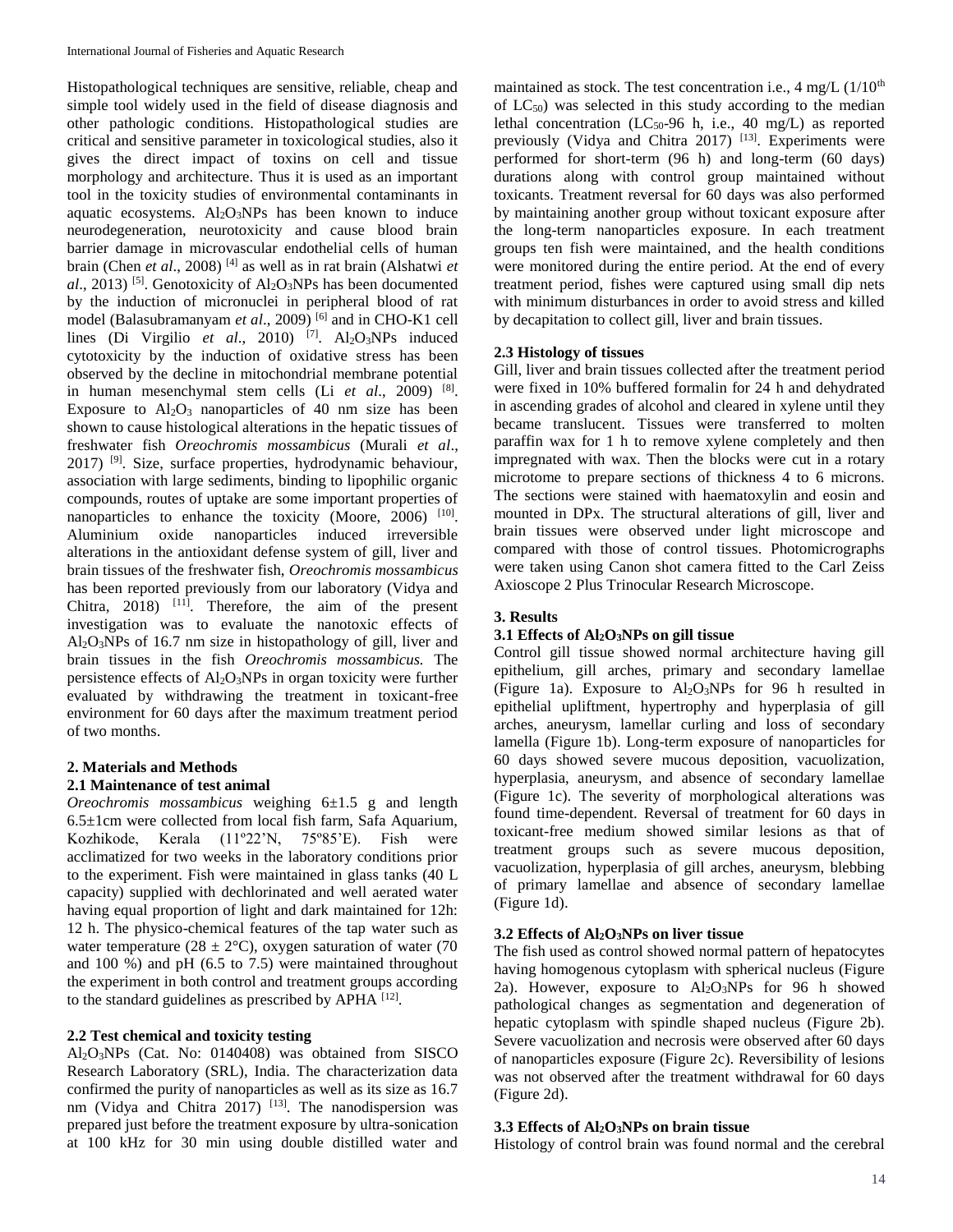Histopathological techniques are sensitive, reliable, cheap and simple tool widely used in the field of disease diagnosis and other pathologic conditions. Histopathological studies are critical and sensitive parameter in toxicological studies, also it gives the direct impact of toxins on cell and tissue morphology and architecture. Thus it is used as an important tool in the toxicity studies of environmental contaminants in aquatic ecosystems. $Al_2O_3$NPs has been known to induce neurodegeneration, neurotoxicity and cause blood brain barrier damage in microvascular endothelial cells of human brain (Chen *et al*., 2008) [4] as well as in rat brain (Alshatwi *et al*., 2013) [5]. Genotoxicity of $Al_2O_3$NPs has been documented by the induction of micronuclei in peripheral blood of rat model (Balasubramanyam *et al*., 2009) [6] and in CHO-K1 cell lines (Di Virgilio *et al*., 2010) [7]. $Al_2O_3$NPs induced cytotoxicity by the induction of oxidative stress has been observed by the decline in mitochondrial membrane potential in human mesenchymal stem cells (Li *et al*., 2009) [8]. Exposure to $Al_2O_3$ nanoparticles of 40 nm size has been shown to cause histological alterations in the hepatic tissues of freshwater fish *Oreochromis mossambicus* (Murali *et al*., 2017) [9]. Size, surface properties, hydrodynamic behaviour, association with large sediments, binding to lipophilic organic compounds, routes of uptake are some important properties of nanoparticles to enhance the toxicity (Moore, 2006) [10]. Aluminium oxide nanoparticles induced irreversible alterations in the antioxidant defense system of gill, liver and brain tissues of the freshwater fish, *Oreochromis mossambicus* has been reported previously from our laboratory (Vidya and Chitra, 2018) [11]. Therefore, the aim of the present investigation was to evaluate the nanotoxic effects of $Al_2O_3$NPs of 16.7 nm size in histopathology of gill, liver and brain tissues in the fish *Oreochromis mossambicus.* The persistence effects of $Al_2O_3$NPs in organ toxicity were further evaluated by withdrawing the treatment in toxicant-free environment for 60 days after the maximum treatment period of two months.

## 2. Materials and Methods

### 2.1 Maintenance of test animal

*Oreochromis mossambicus* weighing 6±1.5 g and length 6.5±1cm were collected from local fish farm, Safa Aquarium, Kozhikode, Kerala (11º22'N, 75º85'E). Fish were acclimatized for two weeks in the laboratory conditions prior to the experiment. Fish were maintained in glass tanks (40 L capacity) supplied with dechlorinated and well aerated water having equal proportion of light and dark maintained for 12h: 12 h. The physico-chemical features of the tap water such as water temperature (28 ± 2°C), oxygen saturation of water (70 and 100 %) and pH (6.5 to 7.5) were maintained throughout the experiment in both control and treatment groups according to the standard guidelines as prescribed by APHA [12].

### 2.2 Test chemical and toxicity testing

$Al_2O_3$NPs (Cat. No: 0140408) was obtained from SISCO Research Laboratory (SRL), India. The characterization data confirmed the purity of nanoparticles as well as its size as 16.7 nm (Vidya and Chitra 2017) [13]. The nanodispersion was prepared just before the treatment exposure by ultra-sonication at 100 kHz for 30 min using double distilled water and maintained as stock. The test concentration i.e., 4 mg/L ($1/10^{th}$ of $LC_{50}$) was selected in this study according to the median lethal concentration ($LC_{50}$-96 h, i.e., 40 mg/L) as reported previously (Vidya and Chitra 2017) [13]. Experiments were performed for short-term (96 h) and long-term (60 days) durations along with control group maintained without toxicants. Treatment reversal for 60 days was also performed by maintaining another group without toxicant exposure after the long-term nanoparticles exposure. In each treatment groups ten fish were maintained, and the health conditions were monitored during the entire period. At the end of every treatment period, fishes were captured using small dip nets with minimum disturbances in order to avoid stress and killed by decapitation to collect gill, liver and brain tissues.

### 2.3 Histology of tissues

Gill, liver and brain tissues collected after the treatment period were fixed in 10% buffered formalin for 24 h and dehydrated in ascending grades of alcohol and cleared in xylene until they became translucent. Tissues were transferred to molten paraffin wax for 1 h to remove xylene completely and then impregnated with wax. Then the blocks were cut in a rotary microtome to prepare sections of thickness 4 to 6 microns. The sections were stained with haematoxylin and eosin and mounted in DPx. The structural alterations of gill, liver and brain tissues were observed under light microscope and compared with those of control tissues. Photomicrographs were taken using Canon shot camera fitted to the Carl Zeiss Axioscope 2 Plus Trinocular Research Microscope.

## 3. Results

### 3.1 Effects of $Al_2O_3$NPs on gill tissue

Control gill tissue showed normal architecture having gill epithelium, gill arches, primary and secondary lamellae (Figure 1a). Exposure to $Al_2O_3$NPs for 96 h resulted in epithelial upliftment, hypertrophy and hyperplasia of gill arches, aneurysm, lamellar curling and loss of secondary lamella (Figure 1b). Long-term exposure of nanoparticles for 60 days showed severe mucous deposition, vacuolization, hyperplasia, aneurysm, and absence of secondary lamellae (Figure 1c). The severity of morphological alterations was found time-dependent. Reversal of treatment for 60 days in toxicant-free medium showed similar lesions as that of treatment groups such as severe mucous deposition, vacuolization, hyperplasia of gill arches, aneurysm, blebbing of primary lamellae and absence of secondary lamellae (Figure 1d).

### 3.2 Effects of $Al_2O_3$NPs on liver tissue

The fish used as control showed normal pattern of hepatocytes having homogenous cytoplasm with spherical nucleus (Figure 2a). However, exposure to $Al_2O_3$NPs for 96 h showed pathological changes as segmentation and degeneration of hepatic cytoplasm with spindle shaped nucleus (Figure 2b). Severe vacuolization and necrosis were observed after 60 days of nanoparticles exposure (Figure 2c). Reversibility of lesions was not observed after the treatment withdrawal for 60 days (Figure 2d).

### 3.3 Effects of $Al_2O_3$NPs on brain tissue

Histology of control brain was found normal and the cerebral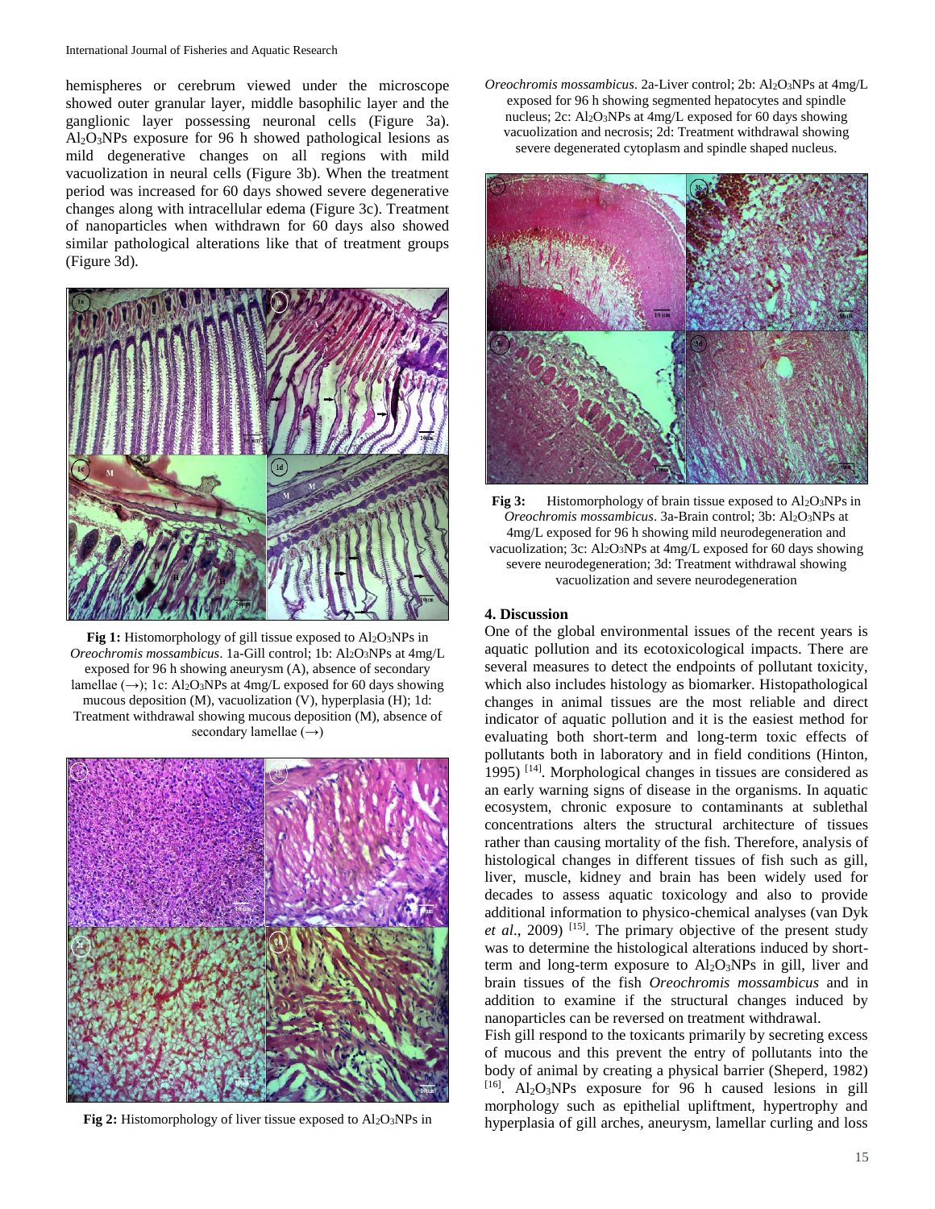hemispheres or cerebrum viewed under the microscope showed outer granular layer, middle basophilic layer and the ganglionic layer possessing neuronal cells (Figure 3a). $Al_2O_3$NPs exposure for 96 h showed pathological lesions as mild degenerative changes on all regions with mild vacuolization in neural cells (Figure 3b). When the treatment period was increased for 60 days showed severe degenerative changes along with intracellular edema (Figure 3c). Treatment of nanoparticles when withdrawn for 60 days also showed similar pathological alterations like that of treatment groups (Figure 3d).

**Fig 1:** Histomorphology of gill tissue exposed to $Al_2O_3$NPs in *Oreochromis mossambicus*. 1a-Gill control; 1b: $Al_2O_3$NPs at 4mg/L exposed for 96 h showing aneurysm (A), absence of secondary lamellae (→); 1c: $Al_2O_3$NPs at 4mg/L exposed for 60 days showing mucous deposition (M), vacuolization (V), hyperplasia (H); 1d: Treatment withdrawal showing mucous deposition (M), absence of secondary lamellae (→)

**Fig 2:** Histomorphology of liver tissue exposed to $Al_2O_3$NPs in *Oreochromis mossambicus*. 2a-Liver control; 2b: $Al_2O_3$NPs at 4mg/L exposed for 96 h showing segmented hepatocytes and spindle nucleus; 2c: $Al_2O_3$NPs at 4mg/L exposed for 60 days showing vacuolization and necrosis; 2d: Treatment withdrawal showing severe degenerated cytoplasm and spindle shaped nucleus.

**Fig 3:** Histomorphology of brain tissue exposed to $Al_2O_3$NPs in *Oreochromis mossambicus*. 3a-Brain control; 3b: $Al_2O_3$NPs at 4mg/L exposed for 96 h showing mild neurodegeneration and vacuolization; 3c: $Al_2O_3$NPs at 4mg/L exposed for 60 days showing severe neurodegeneration; 3d: Treatment withdrawal showing vacuolization and severe neurodegeneration

## 4. Discussion

One of the global environmental issues of the recent years is aquatic pollution and its ecotoxicological impacts. There are several measures to detect the endpoints of pollutant toxicity, which also includes histology as biomarker. Histopathological changes in animal tissues are the most reliable and direct indicator of aquatic pollution and it is the easiest method for evaluating both short-term and long-term toxic effects of pollutants both in laboratory and in field conditions (Hinton, 1995) [14]. Morphological changes in tissues are considered as an early warning signs of disease in the organisms. In aquatic ecosystem, chronic exposure to contaminants at sublethal concentrations alters the structural architecture of tissues rather than causing mortality of the fish. Therefore, analysis of histological changes in different tissues of fish such as gill, liver, muscle, kidney and brain has been widely used for decades to assess aquatic toxicology and also to provide additional information to physico-chemical analyses (van Dyk *et al*., 2009) [15]. The primary objective of the present study was to determine the histological alterations induced by short-term and long-term exposure to $Al_2O_3$NPs in gill, liver and brain tissues of the fish *Oreochromis mossambicus* and in addition to examine if the structural changes induced by nanoparticles can be reversed on treatment withdrawal.

Fish gill respond to the toxicants primarily by secreting excess of mucous and this prevent the entry of pollutants into the body of animal by creating a physical barrier (Sheperd, 1982) [16]. $Al_2O_3$NPs exposure for 96 h caused lesions in gill morphology such as epithelial upliftment, hypertrophy and hyperplasia of gill arches, aneurysm, lamellar curling and loss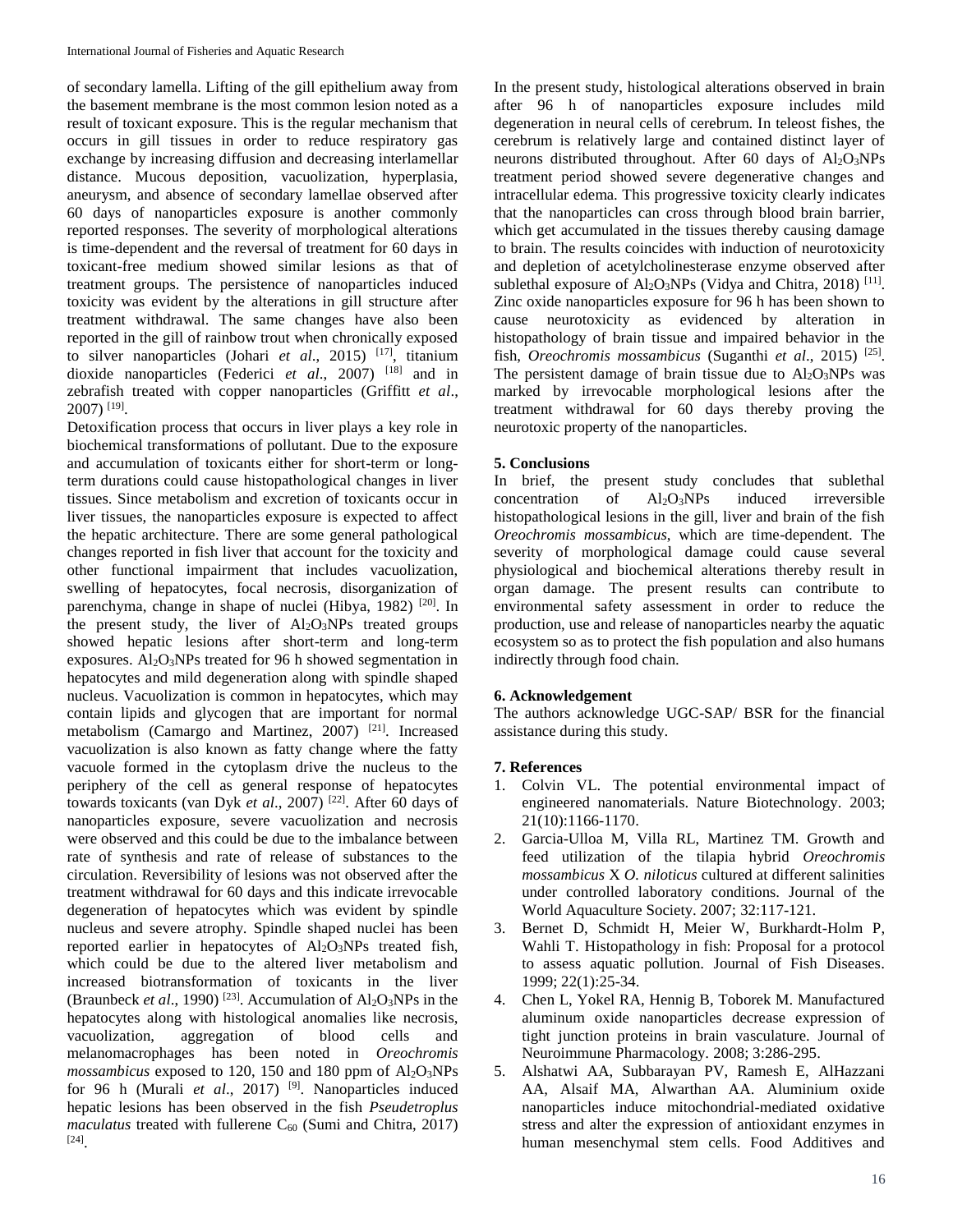of secondary lamella. Lifting of the gill epithelium away from the basement membrane is the most common lesion noted as a result of toxicant exposure. This is the regular mechanism that occurs in gill tissues in order to reduce respiratory gas exchange by increasing diffusion and decreasing interlamellar distance. Mucous deposition, vacuolization, hyperplasia, aneurysm, and absence of secondary lamellae observed after 60 days of nanoparticles exposure is another commonly reported responses. The severity of morphological alterations is time-dependent and the reversal of treatment for 60 days in toxicant-free medium showed similar lesions as that of treatment groups. The persistence of nanoparticles induced toxicity was evident by the alterations in gill structure after treatment withdrawal. The same changes have also been reported in the gill of rainbow trout when chronically exposed to silver nanoparticles (Johari *et al*., 2015) [17], titanium dioxide nanoparticles (Federici *et al*., 2007) [18] and in zebrafish treated with copper nanoparticles (Griffitt *et al*., 2007) [19].

Detoxification process that occurs in liver plays a key role in biochemical transformations of pollutant. Due to the exposure and accumulation of toxicants either for short-term or long-term durations could cause histopathological changes in liver tissues. Since metabolism and excretion of toxicants occur in liver tissues, the nanoparticles exposure is expected to affect the hepatic architecture. There are some general pathological changes reported in fish liver that account for the toxicity and other functional impairment that includes vacuolization, swelling of hepatocytes, focal necrosis, disorganization of parenchyma, change in shape of nuclei (Hibya, 1982) [20]. In the present study, the liver of $Al_2O_3$NPs treated groups showed hepatic lesions after short-term and long-term exposures. $Al_2O_3$NPs treated for 96 h showed segmentation in hepatocytes and mild degeneration along with spindle shaped nucleus. Vacuolization is common in hepatocytes, which may contain lipids and glycogen that are important for normal metabolism (Camargo and Martinez, 2007) [21]. Increased vacuolization is also known as fatty change where the fatty vacuole formed in the cytoplasm drive the nucleus to the periphery of the cell as general response of hepatocytes towards toxicants (van Dyk *et al*., 2007) [22]. After 60 days of nanoparticles exposure, severe vacuolization and necrosis were observed and this could be due to the imbalance between rate of synthesis and rate of release of substances to the circulation. Reversibility of lesions was not observed after the treatment withdrawal for 60 days and this indicate irrevocable degeneration of hepatocytes which was evident by spindle nucleus and severe atrophy. Spindle shaped nuclei has been reported earlier in hepatocytes of $Al_2O_3$NPs treated fish, which could be due to the altered liver metabolism and increased biotransformation of toxicants in the liver (Braunbeck *et al*., 1990) [23]. Accumulation of $Al_2O_3$NPs in the hepatocytes along with histological anomalies like necrosis, vacuolization, aggregation of blood cells and melanomacrophages has been noted in *Oreochromis mossambicus* exposed to 120, 150 and 180 ppm of $Al_2O_3$NPs for 96 h (Murali *et al*., 2017) [9]. Nanoparticles induced hepatic lesions has been observed in the fish *Pseudetroplus maculatus* treated with fullerene $C_{60}$ (Sumi and Chitra, 2017) [24].

In the present study, histological alterations observed in brain after 96 h of nanoparticles exposure includes mild degeneration in neural cells of cerebrum. In teleost fishes, the cerebrum is relatively large and contained distinct layer of neurons distributed throughout. After 60 days of $Al_2O_3$NPs treatment period showed severe degenerative changes and intracellular edema. This progressive toxicity clearly indicates that the nanoparticles can cross through blood brain barrier, which get accumulated in the tissues thereby causing damage to brain. The results coincides with induction of neurotoxicity and depletion of acetylcholinesterase enzyme observed after sublethal exposure of $Al_2O_3$NPs (Vidya and Chitra, 2018) [11]. Zinc oxide nanoparticles exposure for 96 h has been shown to cause neurotoxicity as evidenced by alteration in histopathology of brain tissue and impaired behavior in the fish, *Oreochromis mossambicus* (Suganthi *et al*., 2015) [25]. The persistent damage of brain tissue due to $Al_2O_3$NPs was marked by irrevocable morphological lesions after the treatment withdrawal for 60 days thereby proving the neurotoxic property of the nanoparticles.

## 5. Conclusions

In brief, the present study concludes that sublethal concentration of $Al_2O_3$NPs induced irreversible histopathological lesions in the gill, liver and brain of the fish *Oreochromis mossambicus*, which are time-dependent. The severity of morphological damage could cause several physiological and biochemical alterations thereby result in organ damage. The present results can contribute to environmental safety assessment in order to reduce the production, use and release of nanoparticles nearby the aquatic ecosystem so as to protect the fish population and also humans indirectly through food chain.

## 6. Acknowledgement

The authors acknowledge UGC-SAP/ BSR for the financial assistance during this study.

## 7. References

1. Colvin VL. The potential environmental impact of engineered nanomaterials. Nature Biotechnology. 2003; 21(10):1166-1170.
2. Garcia-Ulloa M, Villa RL, Martinez TM. Growth and feed utilization of the tilapia hybrid *Oreochromis mossambicus* X *O. niloticus* cultured at different salinities under controlled laboratory conditions. Journal of the World Aquaculture Society. 2007; 32:117-121.
3. Bernet D, Schmidt H, Meier W, Burkhardt-Holm P, Wahli T. Histopathology in fish: Proposal for a protocol to assess aquatic pollution. Journal of Fish Diseases. 1999; 22(1):25-34.
4. Chen L, Yokel RA, Hennig B, Toborek M. Manufactured aluminum oxide nanoparticles decrease expression of tight junction proteins in brain vasculature. Journal of Neuroimmune Pharmacology. 2008; 3:286-295.
5. Alshatwi AA, Subbarayan PV, Ramesh E, AlHazzani AA, Alsaif MA, Alwarthan AA. Aluminium oxide nanoparticles induce mitochondrial-mediated oxidative stress and alter the expression of antioxidant enzymes in human mesenchymal stem cells. Food Additives and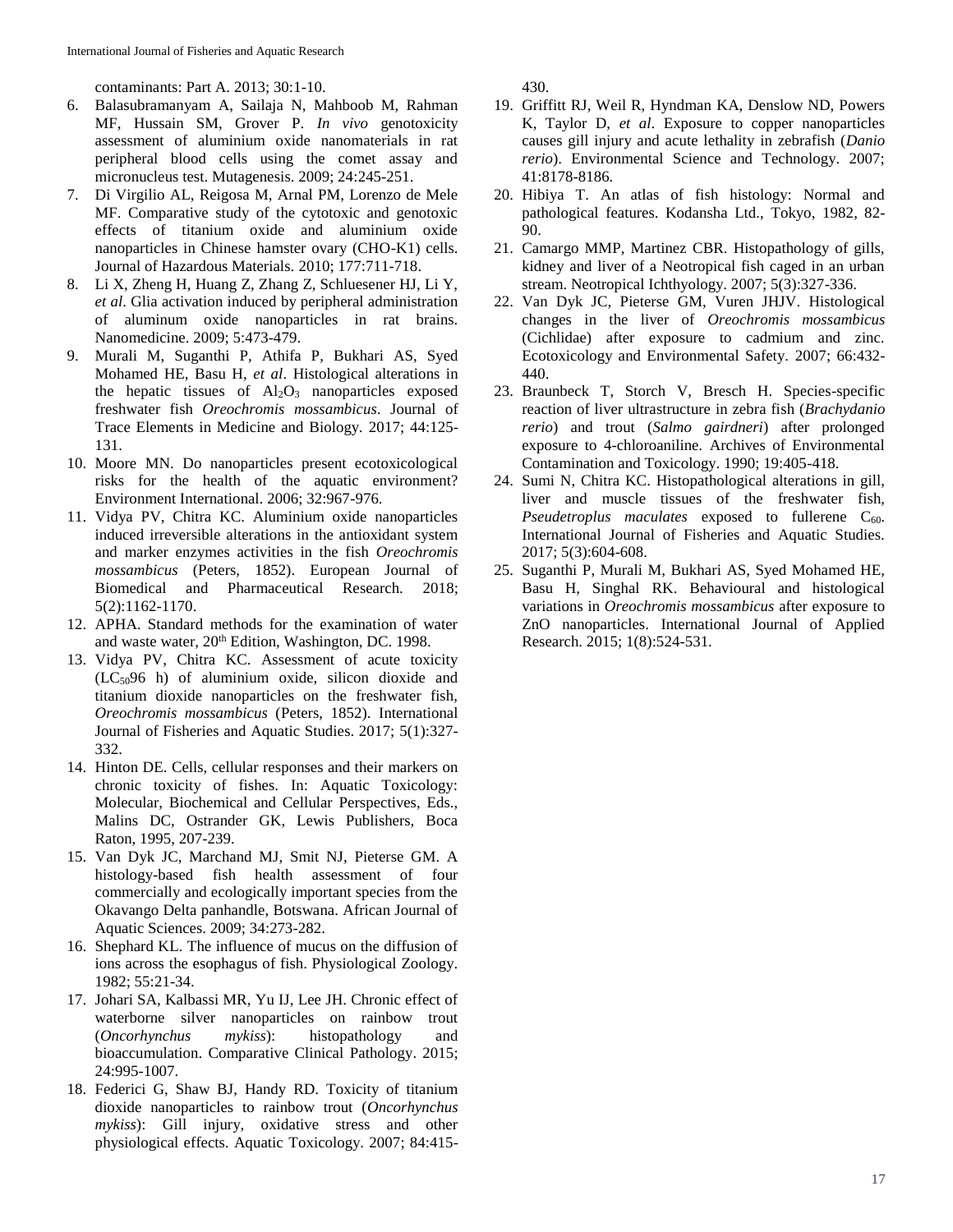contaminants: Part A. 2013; 30:1-10.

6. Balasubramanyam A, Sailaja N, Mahboob M, Rahman MF, Hussain SM, Grover P. *In vivo* genotoxicity assessment of aluminium oxide nanomaterials in rat peripheral blood cells using the comet assay and micronucleus test. Mutagenesis. 2009; 24:245-251.
7. Di Virgilio AL, Reigosa M, Arnal PM, Lorenzo de Mele MF. Comparative study of the cytotoxic and genotoxic effects of titanium oxide and aluminium oxide nanoparticles in Chinese hamster ovary (CHO-K1) cells. Journal of Hazardous Materials. 2010; 177:711-718.
8. Li X, Zheng H, Huang Z, Zhang Z, Schluesener HJ, Li Y, *et al*. Glia activation induced by peripheral administration of aluminum oxide nanoparticles in rat brains. Nanomedicine. 2009; 5:473-479.
9. Murali M, Suganthi P, Athifa P, Bukhari AS, Syed Mohamed HE, Basu H, *et al*. Histological alterations in the hepatic tissues of $Al_2O_3$ nanoparticles exposed freshwater fish *Oreochromis mossambicus*. Journal of Trace Elements in Medicine and Biology. 2017; 44:125-131.
10. Moore MN. Do nanoparticles present ecotoxicological risks for the health of the aquatic environment? Environment International. 2006; 32:967-976.
11. Vidya PV, Chitra KC. Aluminium oxide nanoparticles induced irreversible alterations in the antioxidant system and marker enzymes activities in the fish *Oreochromis mossambicus* (Peters, 1852). European Journal of Biomedical and Pharmaceutical Research. 2018; 5(2):1162-1170.
12. APHA. Standard methods for the examination of water and waste water, 20th Edition, Washington, DC. 1998.
13. Vidya PV, Chitra KC. Assessment of acute toxicity ($LC_{50}$96 h) of aluminium oxide, silicon dioxide and titanium dioxide nanoparticles on the freshwater fish, *Oreochromis mossambicus* (Peters, 1852). International Journal of Fisheries and Aquatic Studies. 2017; 5(1):327-332.
14. Hinton DE. Cells, cellular responses and their markers on chronic toxicity of fishes. In: Aquatic Toxicology: Molecular, Biochemical and Cellular Perspectives, Eds., Malins DC, Ostrander GK, Lewis Publishers, Boca Raton, 1995, 207-239.
15. Van Dyk JC, Marchand MJ, Smit NJ, Pieterse GM. A histology-based fish health assessment of four commercially and ecologically important species from the Okavango Delta panhandle, Botswana. African Journal of Aquatic Sciences. 2009; 34:273-282.
16. Shephard KL. The influence of mucus on the diffusion of ions across the esophagus of fish. Physiological Zoology. 1982; 55:21-34.
17. Johari SA, Kalbassi MR, Yu IJ, Lee JH. Chronic effect of waterborne silver nanoparticles on rainbow trout (*Oncorhynchus mykiss*): histopathology and bioaccumulation. Comparative Clinical Pathology. 2015; 24:995-1007.
18. Federici G, Shaw BJ, Handy RD. Toxicity of titanium dioxide nanoparticles to rainbow trout (*Oncorhynchus mykiss*): Gill injury, oxidative stress and other physiological effects. Aquatic Toxicology. 2007; 84:415-430.
19. Griffitt RJ, Weil R, Hyndman KA, Denslow ND, Powers K, Taylor D, *et al*. Exposure to copper nanoparticles causes gill injury and acute lethality in zebrafish (*Danio rerio*). Environmental Science and Technology. 2007; 41:8178-8186.
20. Hibiya T. An atlas of fish histology: Normal and pathological features. Kodansha Ltd., Tokyo, 1982, 82-90.
21. Camargo MMP, Martinez CBR. Histopathology of gills, kidney and liver of a Neotropical fish caged in an urban stream. Neotropical Ichthyology. 2007; 5(3):327-336.
22. Van Dyk JC, Pieterse GM, Vuren JHJV. Histological changes in the liver of *Oreochromis mossambicus* (Cichlidae) after exposure to cadmium and zinc. Ecotoxicology and Environmental Safety. 2007; 66:432-440.
23. Braunbeck T, Storch V, Bresch H. Species-specific reaction of liver ultrastructure in zebra fish (*Brachydanio rerio*) and trout (*Salmo gairdneri*) after prolonged exposure to 4-chloroaniline. Archives of Environmental Contamination and Toxicology. 1990; 19:405-418.
24. Sumi N, Chitra KC. Histopathological alterations in gill, liver and muscle tissues of the freshwater fish, *Pseudetroplus maculates* exposed to fullerene $C_{60}$. International Journal of Fisheries and Aquatic Studies. 2017; 5(3):604-608.
25. Suganthi P, Murali M, Bukhari AS, Syed Mohamed HE, Basu H, Singhal RK. Behavioural and histological variations in *Oreochromis mossambicus* after exposure to ZnO nanoparticles. International Journal of Applied Research. 2015; 1(8):524-531.